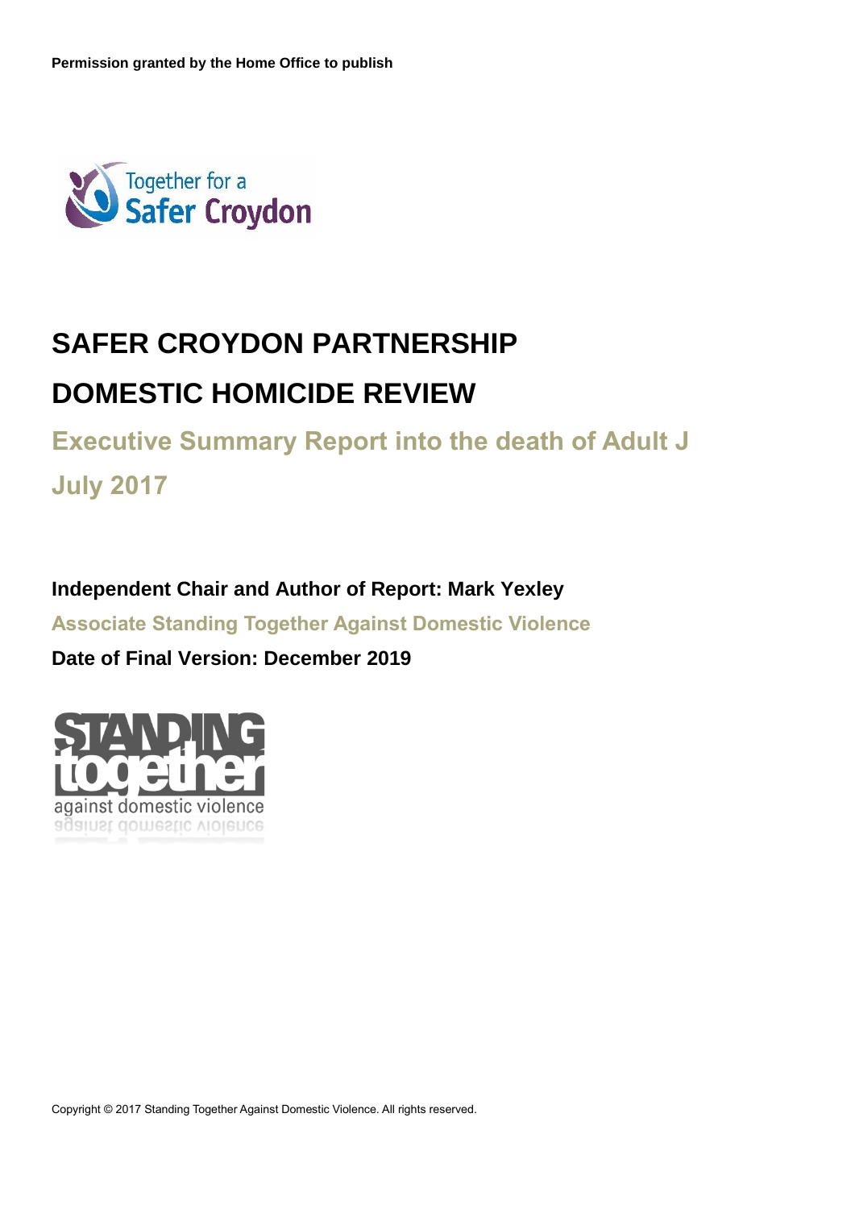**Permission granted by the Home Office to publish**

Together for a Safer Croydon

# SAFER CROYDON PARTNERSHIP

# DOMESTIC HOMICIDE REVIEW

## Executive Summary Report into the death of Adult J

## July 2017

**Independent Chair and Author of Report: Mark Yexley**

**Associate Standing Together Against Domestic Violence**

**Date of Final Version: December 2019**

STANDING together against domestic violence

Copyright © 2017 Standing Together Against Domestic Violence. All rights reserved.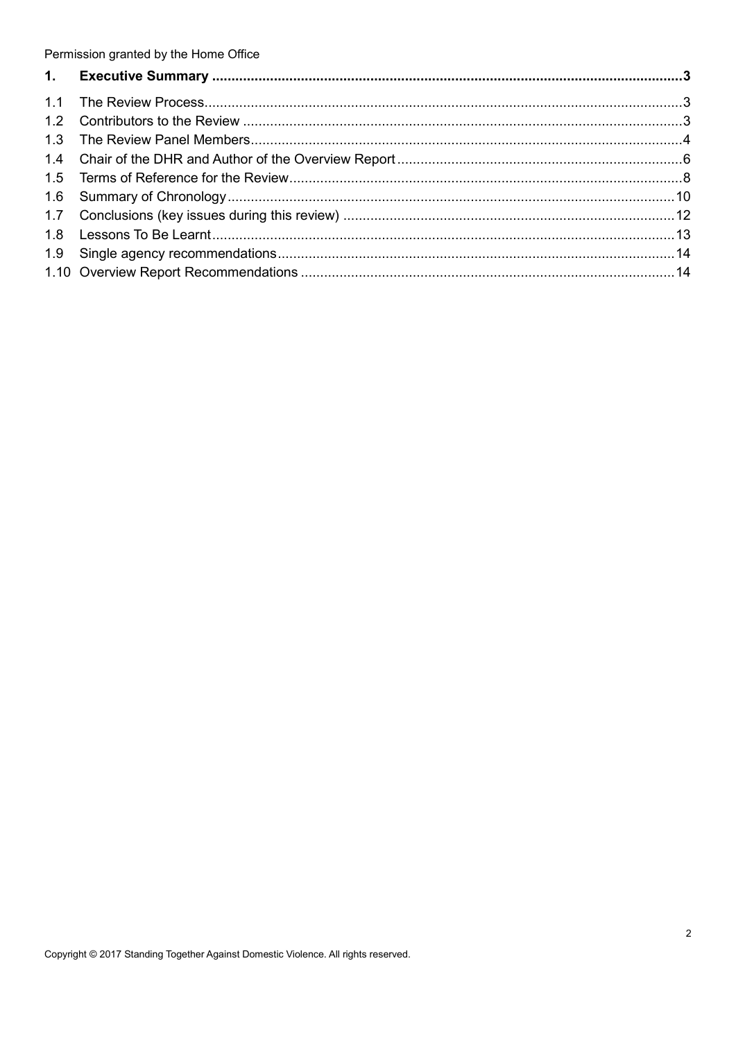| | | |
|---|---|---|
| **1.** | **Executive Summary** | **3** |
| 1.1 | The Review Process | 3 |
| 1.2 | Contributors to the Review | 3 |
| 1.3 | The Review Panel Members | 4 |
| 1.4 | Chair of the DHR and Author of the Overview Report | 6 |
| 1.5 | Terms of Reference for the Review | 8 |
| 1.6 | Summary of Chronology | 10 |
| 1.7 | Conclusions (key issues during this review) | 12 |
| 1.8 | Lessons To Be Learnt | 13 |
| 1.9 | Single agency recommendations | 14 |
| 1.10 | Overview Report Recommendations | 14 |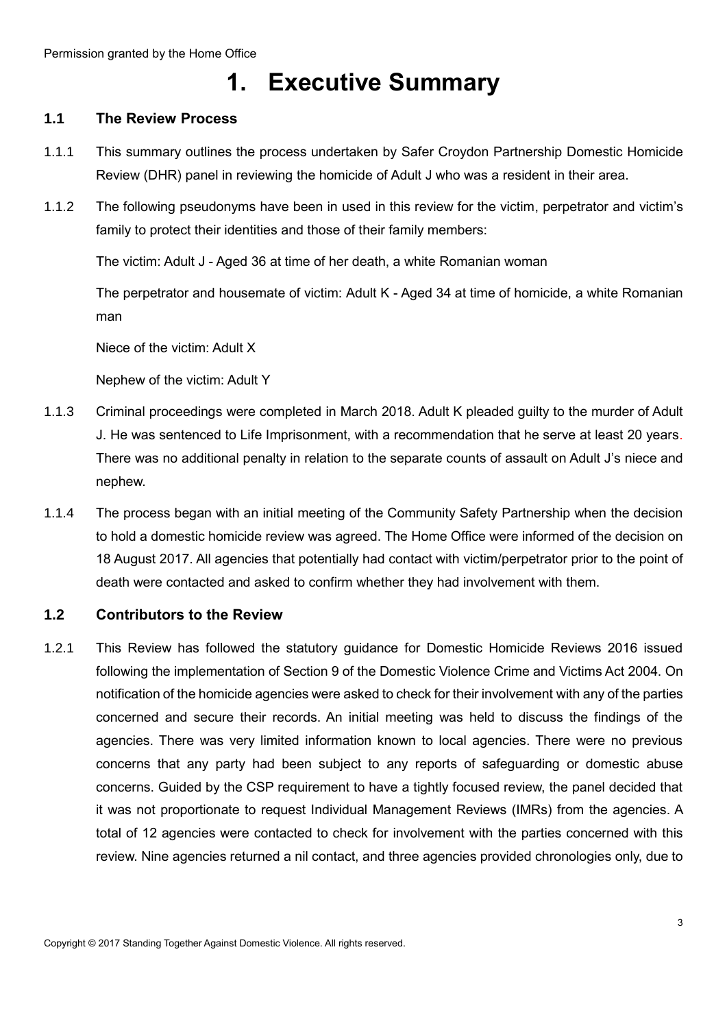# 1. Executive Summary

## 1.1 The Review Process

1.1.1 This summary outlines the process undertaken by Safer Croydon Partnership Domestic Homicide Review (DHR) panel in reviewing the homicide of Adult J who was a resident in their area.

1.1.2 The following pseudonyms have been in used in this review for the victim, perpetrator and victim's family to protect their identities and those of their family members:

The victim: Adult J - Aged 36 at time of her death, a white Romanian woman

The perpetrator and housemate of victim: Adult K - Aged 34 at time of homicide, a white Romanian man

Niece of the victim: Adult X

Nephew of the victim: Adult Y

1.1.3 Criminal proceedings were completed in March 2018. Adult K pleaded guilty to the murder of Adult J. He was sentenced to Life Imprisonment, with a recommendation that he serve at least 20 years. There was no additional penalty in relation to the separate counts of assault on Adult J's niece and nephew.

1.1.4 The process began with an initial meeting of the Community Safety Partnership when the decision to hold a domestic homicide review was agreed. The Home Office were informed of the decision on 18 August 2017. All agencies that potentially had contact with victim/perpetrator prior to the point of death were contacted and asked to confirm whether they had involvement with them.

## 1.2 Contributors to the Review

1.2.1 This Review has followed the statutory guidance for Domestic Homicide Reviews 2016 issued following the implementation of Section 9 of the Domestic Violence Crime and Victims Act 2004. On notification of the homicide agencies were asked to check for their involvement with any of the parties concerned and secure their records. An initial meeting was held to discuss the findings of the agencies. There was very limited information known to local agencies. There were no previous concerns that any party had been subject to any reports of safeguarding or domestic abuse concerns. Guided by the CSP requirement to have a tightly focused review, the panel decided that it was not proportionate to request Individual Management Reviews (IMRs) from the agencies. A total of 12 agencies were contacted to check for involvement with the parties concerned with this review. Nine agencies returned a nil contact, and three agencies provided chronologies only, due to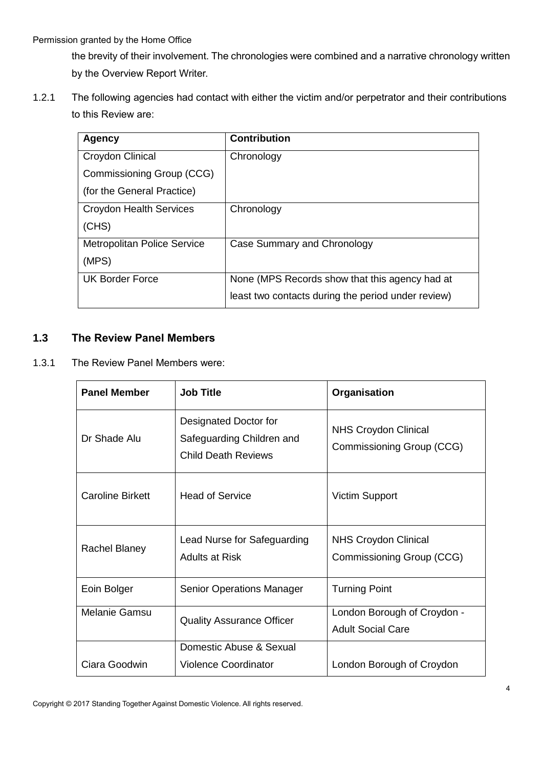the brevity of their involvement. The chronologies were combined and a narrative chronology written by the Overview Report Writer.

1.2.1 The following agencies had contact with either the victim and/or perpetrator and their contributions to this Review are:

| Agency | Contribution |
|---|---|
| Croydon Clinical Commissioning Group (CCG) (for the General Practice) | Chronology |
| Croydon Health Services (CHS) | Chronology |
| Metropolitan Police Service (MPS) | Case Summary and Chronology |
| UK Border Force | None (MPS Records show that this agency had at least two contacts during the period under review) |

### 1.3 The Review Panel Members

1.3.1 The Review Panel Members were:

| Panel Member | Job Title | Organisation |
|---|---|---|
| Dr Shade Alu | Designated Doctor for Safeguarding Children and Child Death Reviews | NHS Croydon Clinical Commissioning Group (CCG) |
| Caroline Birkett | Head of Service | Victim Support |
| Rachel Blaney | Lead Nurse for Safeguarding Adults at Risk | NHS Croydon Clinical Commissioning Group (CCG) |
| Eoin Bolger | Senior Operations Manager | Turning Point |
| Melanie Gamsu | Quality Assurance Officer | London Borough of Croydon - Adult Social Care |
| Ciara Goodwin | Domestic Abuse & Sexual Violence Coordinator | London Borough of Croydon |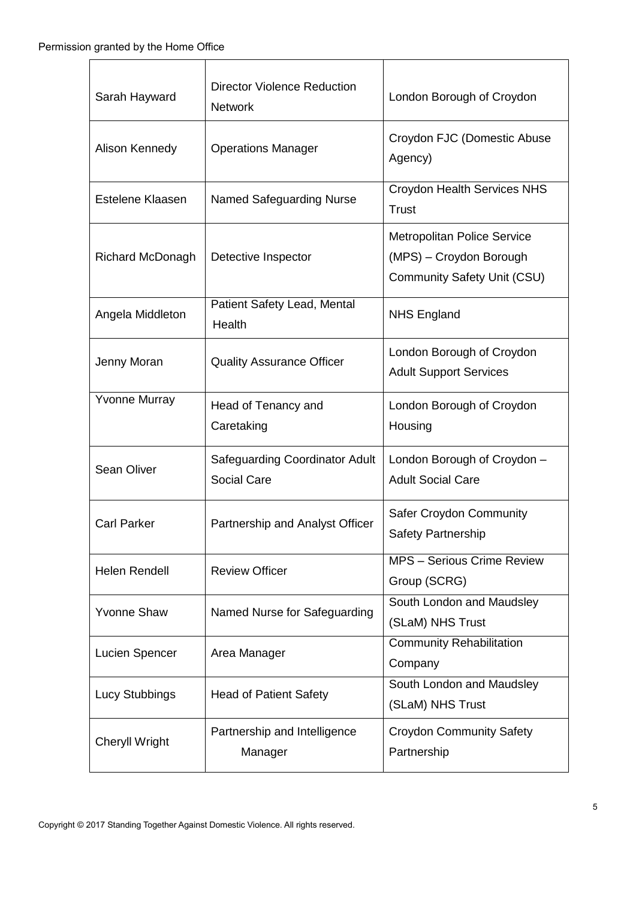| | | |
|---|---|---|
| Sarah Hayward | Director Violence Reduction Network | London Borough of Croydon |
| Alison Kennedy | Operations Manager | Croydon FJC (Domestic Abuse Agency) |
| Estelene Klaasen | Named Safeguarding Nurse | Croydon Health Services NHS Trust |
| Richard McDonagh | Detective Inspector | Metropolitan Police Service (MPS) – Croydon Borough Community Safety Unit (CSU) |
| Angela Middleton | Patient Safety Lead, Mental Health | NHS England |
| Jenny Moran | Quality Assurance Officer | London Borough of Croydon Adult Support Services |
| Yvonne Murray | Head of Tenancy and Caretaking | London Borough of Croydon Housing |
| Sean Oliver | Safeguarding Coordinator Adult Social Care | London Borough of Croydon – Adult Social Care |
| Carl Parker | Partnership and Analyst Officer | Safer Croydon Community Safety Partnership |
| Helen Rendell | Review Officer | MPS – Serious Crime Review Group (SCRG) |
| Yvonne Shaw | Named Nurse for Safeguarding | South London and Maudsley (SLaM) NHS Trust |
| Lucien Spencer | Area Manager | Community Rehabilitation Company |
| Lucy Stubbings | Head of Patient Safety | South London and Maudsley (SLaM) NHS Trust |
| Cheryll Wright | Partnership and Intelligence Manager | Croydon Community Safety Partnership |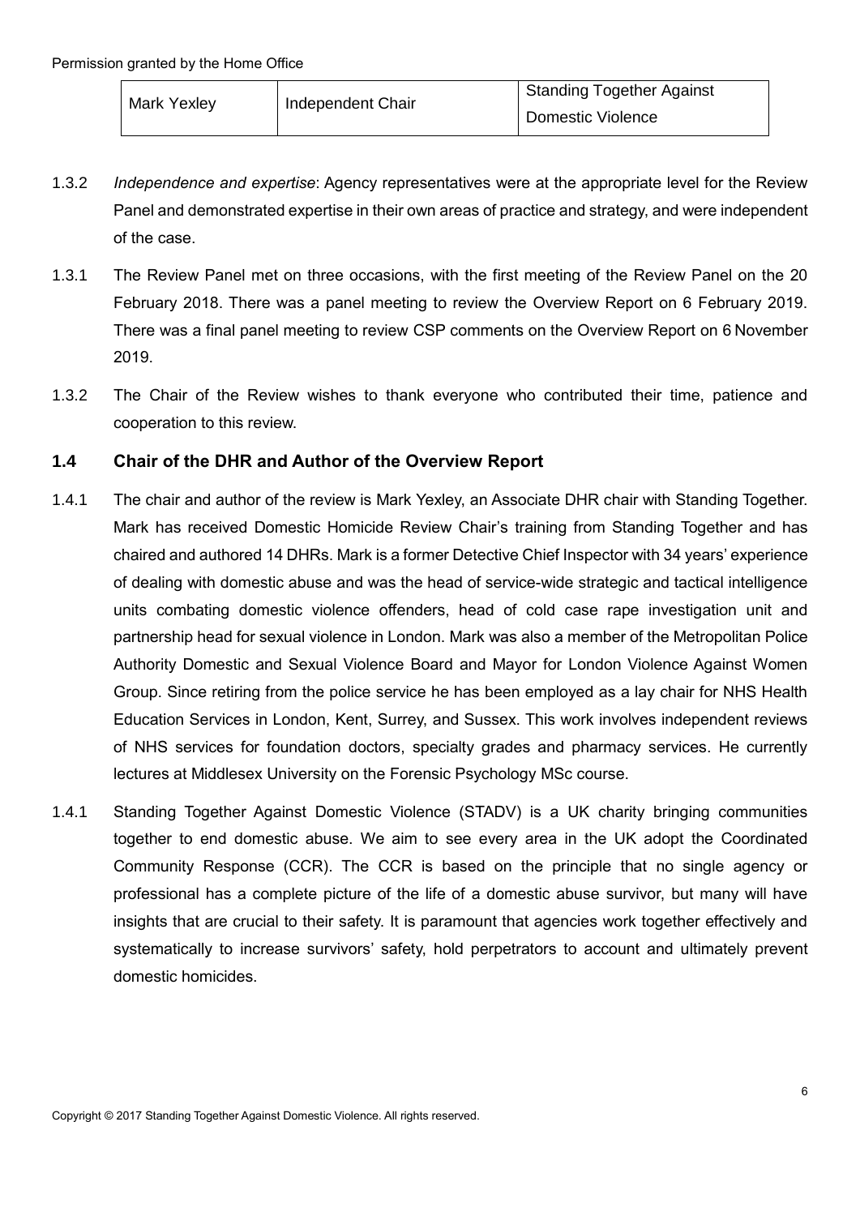| Mark Yexley | Independent Chair | Standing Together Against Domestic Violence |
|---|---|---|

1.3.2 *Independence and expertise*: Agency representatives were at the appropriate level for the Review Panel and demonstrated expertise in their own areas of practice and strategy, and were independent of the case.

1.3.1 The Review Panel met on three occasions, with the first meeting of the Review Panel on the 20 February 2018. There was a panel meeting to review the Overview Report on 6 February 2019. There was a final panel meeting to review CSP comments on the Overview Report on 6 November 2019.

1.3.2 The Chair of the Review wishes to thank everyone who contributed their time, patience and cooperation to this review.

### 1.4 Chair of the DHR and Author of the Overview Report

1.4.1 The chair and author of the review is Mark Yexley, an Associate DHR chair with Standing Together. Mark has received Domestic Homicide Review Chair's training from Standing Together and has chaired and authored 14 DHRs. Mark is a former Detective Chief Inspector with 34 years' experience of dealing with domestic abuse and was the head of service-wide strategic and tactical intelligence units combating domestic violence offenders, head of cold case rape investigation unit and partnership head for sexual violence in London. Mark was also a member of the Metropolitan Police Authority Domestic and Sexual Violence Board and Mayor for London Violence Against Women Group. Since retiring from the police service he has been employed as a lay chair for NHS Health Education Services in London, Kent, Surrey, and Sussex. This work involves independent reviews of NHS services for foundation doctors, specialty grades and pharmacy services. He currently lectures at Middlesex University on the Forensic Psychology MSc course.

1.4.1 Standing Together Against Domestic Violence (STADV) is a UK charity bringing communities together to end domestic abuse. We aim to see every area in the UK adopt the Coordinated Community Response (CCR). The CCR is based on the principle that no single agency or professional has a complete picture of the life of a domestic abuse survivor, but many will have insights that are crucial to their safety. It is paramount that agencies work together effectively and systematically to increase survivors' safety, hold perpetrators to account and ultimately prevent domestic homicides.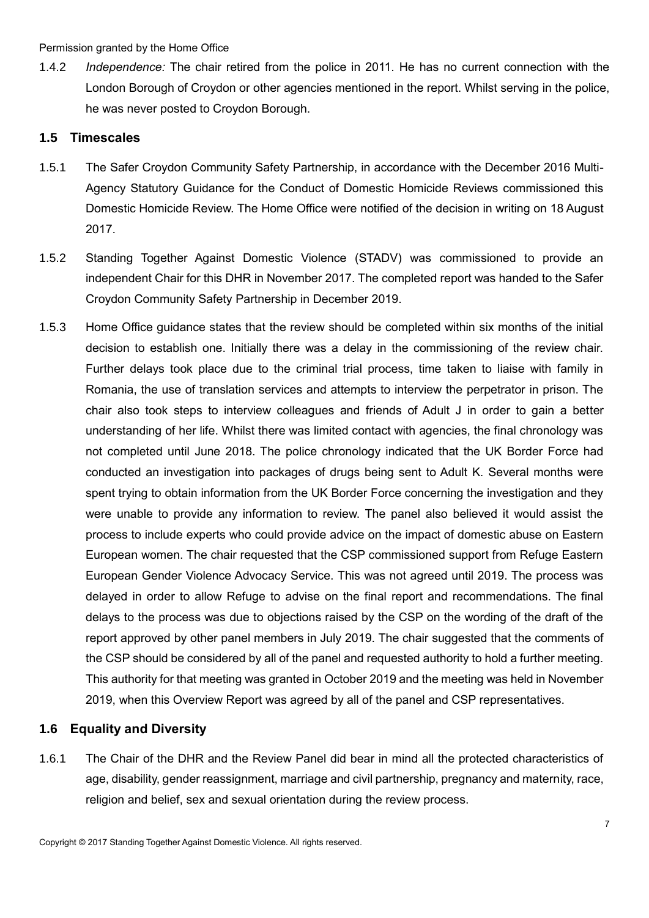1.4.2 *Independence:* The chair retired from the police in 2011. He has no current connection with the London Borough of Croydon or other agencies mentioned in the report. Whilst serving in the police, he was never posted to Croydon Borough.

## 1.5 Timescales

1.5.1 The Safer Croydon Community Safety Partnership, in accordance with the December 2016 Multi-Agency Statutory Guidance for the Conduct of Domestic Homicide Reviews commissioned this Domestic Homicide Review. The Home Office were notified of the decision in writing on 18 August 2017.

1.5.2 Standing Together Against Domestic Violence (STADV) was commissioned to provide an independent Chair for this DHR in November 2017. The completed report was handed to the Safer Croydon Community Safety Partnership in December 2019.

1.5.3 Home Office guidance states that the review should be completed within six months of the initial decision to establish one. Initially there was a delay in the commissioning of the review chair. Further delays took place due to the criminal trial process, time taken to liaise with family in Romania, the use of translation services and attempts to interview the perpetrator in prison. The chair also took steps to interview colleagues and friends of Adult J in order to gain a better understanding of her life. Whilst there was limited contact with agencies, the final chronology was not completed until June 2018. The police chronology indicated that the UK Border Force had conducted an investigation into packages of drugs being sent to Adult K. Several months were spent trying to obtain information from the UK Border Force concerning the investigation and they were unable to provide any information to review. The panel also believed it would assist the process to include experts who could provide advice on the impact of domestic abuse on Eastern European women. The chair requested that the CSP commissioned support from Refuge Eastern European Gender Violence Advocacy Service. This was not agreed until 2019. The process was delayed in order to allow Refuge to advise on the final report and recommendations. The final delays to the process was due to objections raised by the CSP on the wording of the draft of the report approved by other panel members in July 2019. The chair suggested that the comments of the CSP should be considered by all of the panel and requested authority to hold a further meeting. This authority for that meeting was granted in October 2019 and the meeting was held in November 2019, when this Overview Report was agreed by all of the panel and CSP representatives.

## 1.6 Equality and Diversity

1.6.1 The Chair of the DHR and the Review Panel did bear in mind all the protected characteristics of age, disability, gender reassignment, marriage and civil partnership, pregnancy and maternity, race, religion and belief, sex and sexual orientation during the review process.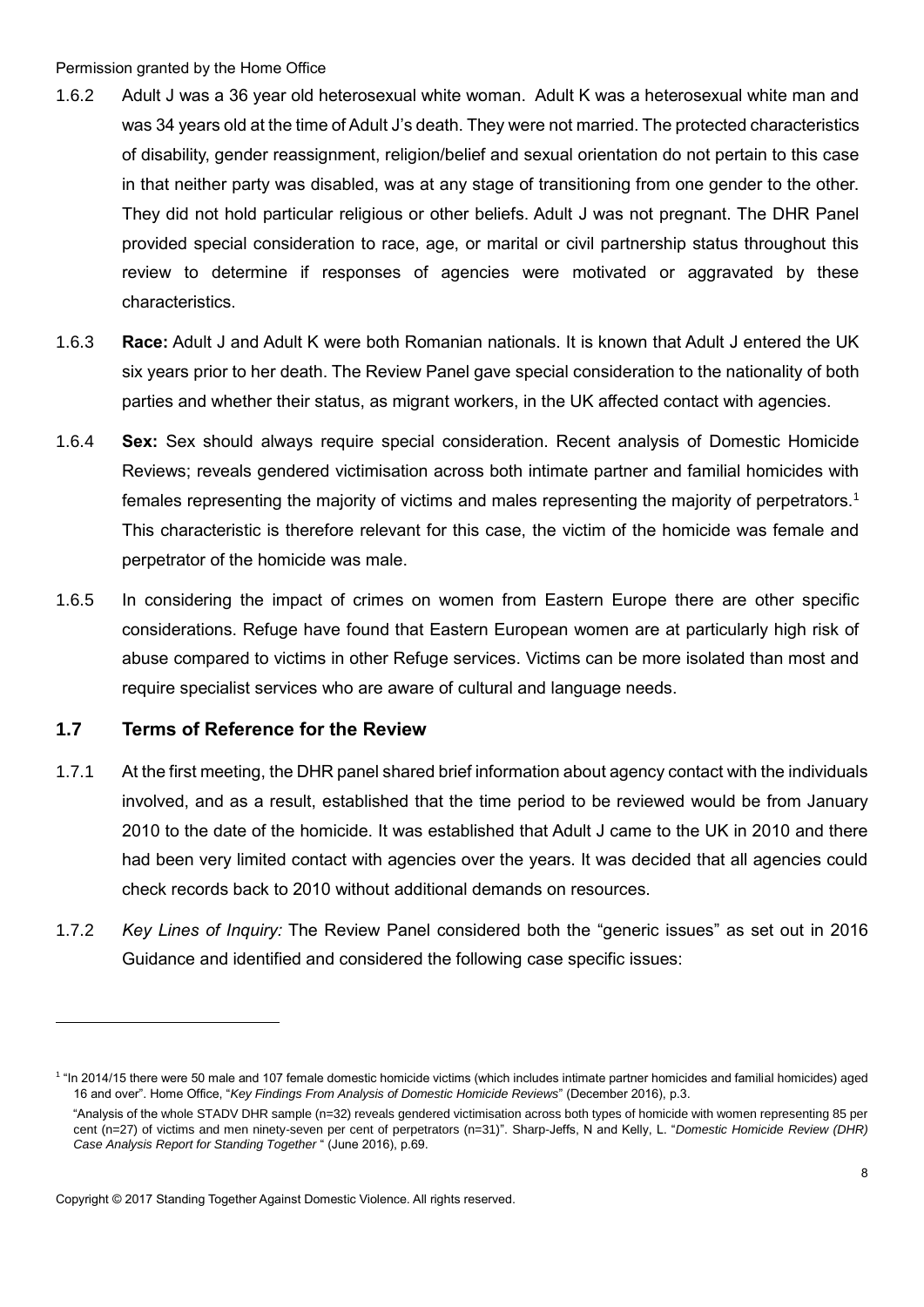1.6.2 Adult J was a 36 year old heterosexual white woman. Adult K was a heterosexual white man and was 34 years old at the time of Adult J's death. They were not married. The protected characteristics of disability, gender reassignment, religion/belief and sexual orientation do not pertain to this case in that neither party was disabled, was at any stage of transitioning from one gender to the other. They did not hold particular religious or other beliefs. Adult J was not pregnant. The DHR Panel provided special consideration to race, age, or marital or civil partnership status throughout this review to determine if responses of agencies were motivated or aggravated by these characteristics.

1.6.3 **Race:** Adult J and Adult K were both Romanian nationals. It is known that Adult J entered the UK six years prior to her death. The Review Panel gave special consideration to the nationality of both parties and whether their status, as migrant workers, in the UK affected contact with agencies.

1.6.4 **Sex:** Sex should always require special consideration. Recent analysis of Domestic Homicide Reviews; reveals gendered victimisation across both intimate partner and familial homicides with females representing the majority of victims and males representing the majority of perpetrators.[1] This characteristic is therefore relevant for this case, the victim of the homicide was female and perpetrator of the homicide was male.

1.6.5 In considering the impact of crimes on women from Eastern Europe there are other specific considerations. Refuge have found that Eastern European women are at particularly high risk of abuse compared to victims in other Refuge services. Victims can be more isolated than most and require specialist services who are aware of cultural and language needs.

## 1.7 Terms of Reference for the Review

1.7.1 At the first meeting, the DHR panel shared brief information about agency contact with the individuals involved, and as a result, established that the time period to be reviewed would be from January 2010 to the date of the homicide. It was established that Adult J came to the UK in 2010 and there had been very limited contact with agencies over the years. It was decided that all agencies could check records back to 2010 without additional demands on resources.

1.7.2 *Key Lines of Inquiry:* The Review Panel considered both the "generic issues" as set out in 2016 Guidance and identified and considered the following case specific issues:

---

[1] "In 2014/15 there were 50 male and 107 female domestic homicide victims (which includes intimate partner homicides and familial homicides) aged 16 and over". Home Office, "*Key Findings From Analysis of Domestic Homicide Reviews*" (December 2016), p.3.

"Analysis of the whole STADV DHR sample (n=32) reveals gendered victimisation across both types of homicide with women representing 85 per cent (n=27) of victims and men ninety-seven per cent of perpetrators (n=31)". Sharp-Jeffs, N and Kelly, L. "*Domestic Homicide Review (DHR) Case Analysis Report for Standing Together* " (June 2016), p.69.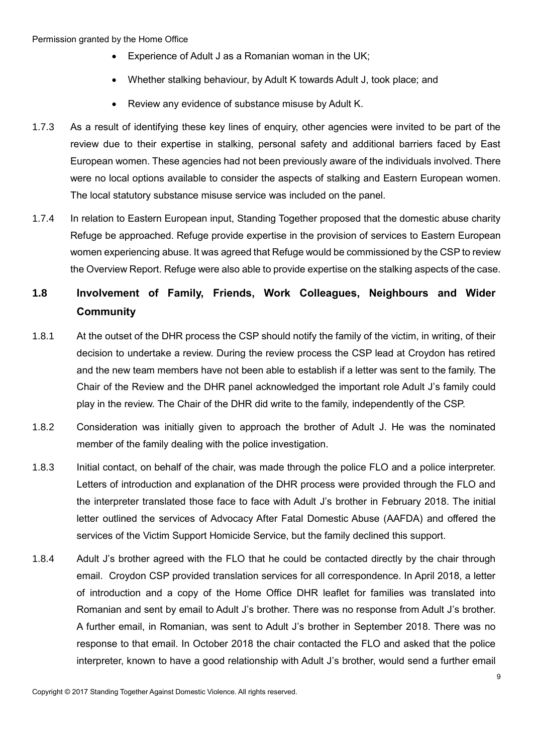- Experience of Adult J as a Romanian woman in the UK;
- Whether stalking behaviour, by Adult K towards Adult J, took place; and
- Review any evidence of substance misuse by Adult K.

1.7.3 As a result of identifying these key lines of enquiry, other agencies were invited to be part of the review due to their expertise in stalking, personal safety and additional barriers faced by East European women. These agencies had not been previously aware of the individuals involved. There were no local options available to consider the aspects of stalking and Eastern European women. The local statutory substance misuse service was included on the panel.

1.7.4 In relation to Eastern European input, Standing Together proposed that the domestic abuse charity Refuge be approached. Refuge provide expertise in the provision of services to Eastern European women experiencing abuse. It was agreed that Refuge would be commissioned by the CSP to review the Overview Report. Refuge were also able to provide expertise on the stalking aspects of the case.

## 1.8 Involvement of Family, Friends, Work Colleagues, Neighbours and Wider Community

1.8.1 At the outset of the DHR process the CSP should notify the family of the victim, in writing, of their decision to undertake a review. During the review process the CSP lead at Croydon has retired and the new team members have not been able to establish if a letter was sent to the family. The Chair of the Review and the DHR panel acknowledged the important role Adult J's family could play in the review. The Chair of the DHR did write to the family, independently of the CSP.

1.8.2 Consideration was initially given to approach the brother of Adult J. He was the nominated member of the family dealing with the police investigation.

1.8.3 Initial contact, on behalf of the chair, was made through the police FLO and a police interpreter. Letters of introduction and explanation of the DHR process were provided through the FLO and the interpreter translated those face to face with Adult J's brother in February 2018. The initial letter outlined the services of Advocacy After Fatal Domestic Abuse (AAFDA) and offered the services of the Victim Support Homicide Service, but the family declined this support.

1.8.4 Adult J's brother agreed with the FLO that he could be contacted directly by the chair through email. Croydon CSP provided translation services for all correspondence. In April 2018, a letter of introduction and a copy of the Home Office DHR leaflet for families was translated into Romanian and sent by email to Adult J's brother. There was no response from Adult J's brother. A further email, in Romanian, was sent to Adult J's brother in September 2018. There was no response to that email. In October 2018 the chair contacted the FLO and asked that the police interpreter, known to have a good relationship with Adult J's brother, would send a further email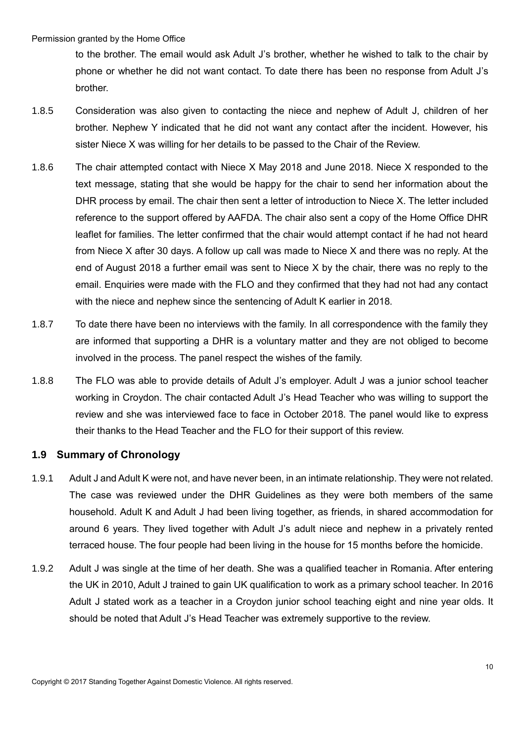to the brother. The email would ask Adult J's brother, whether he wished to talk to the chair by phone or whether he did not want contact. To date there has been no response from Adult J's brother.

1.8.5 Consideration was also given to contacting the niece and nephew of Adult J, children of her brother. Nephew Y indicated that he did not want any contact after the incident. However, his sister Niece X was willing for her details to be passed to the Chair of the Review.

1.8.6 The chair attempted contact with Niece X May 2018 and June 2018. Niece X responded to the text message, stating that she would be happy for the chair to send her information about the DHR process by email. The chair then sent a letter of introduction to Niece X. The letter included reference to the support offered by AAFDA. The chair also sent a copy of the Home Office DHR leaflet for families. The letter confirmed that the chair would attempt contact if he had not heard from Niece X after 30 days. A follow up call was made to Niece X and there was no reply. At the end of August 2018 a further email was sent to Niece X by the chair, there was no reply to the email. Enquiries were made with the FLO and they confirmed that they had not had any contact with the niece and nephew since the sentencing of Adult K earlier in 2018.

1.8.7 To date there have been no interviews with the family. In all correspondence with the family they are informed that supporting a DHR is a voluntary matter and they are not obliged to become involved in the process. The panel respect the wishes of the family.

1.8.8 The FLO was able to provide details of Adult J's employer. Adult J was a junior school teacher working in Croydon. The chair contacted Adult J's Head Teacher who was willing to support the review and she was interviewed face to face in October 2018. The panel would like to express their thanks to the Head Teacher and the FLO for their support of this review.

## 1.9 Summary of Chronology

1.9.1 Adult J and Adult K were not, and have never been, in an intimate relationship. They were not related. The case was reviewed under the DHR Guidelines as they were both members of the same household. Adult K and Adult J had been living together, as friends, in shared accommodation for around 6 years. They lived together with Adult J's adult niece and nephew in a privately rented terraced house. The four people had been living in the house for 15 months before the homicide.

1.9.2 Adult J was single at the time of her death. She was a qualified teacher in Romania. After entering the UK in 2010, Adult J trained to gain UK qualification to work as a primary school teacher. In 2016 Adult J stated work as a teacher in a Croydon junior school teaching eight and nine year olds. It should be noted that Adult J's Head Teacher was extremely supportive to the review.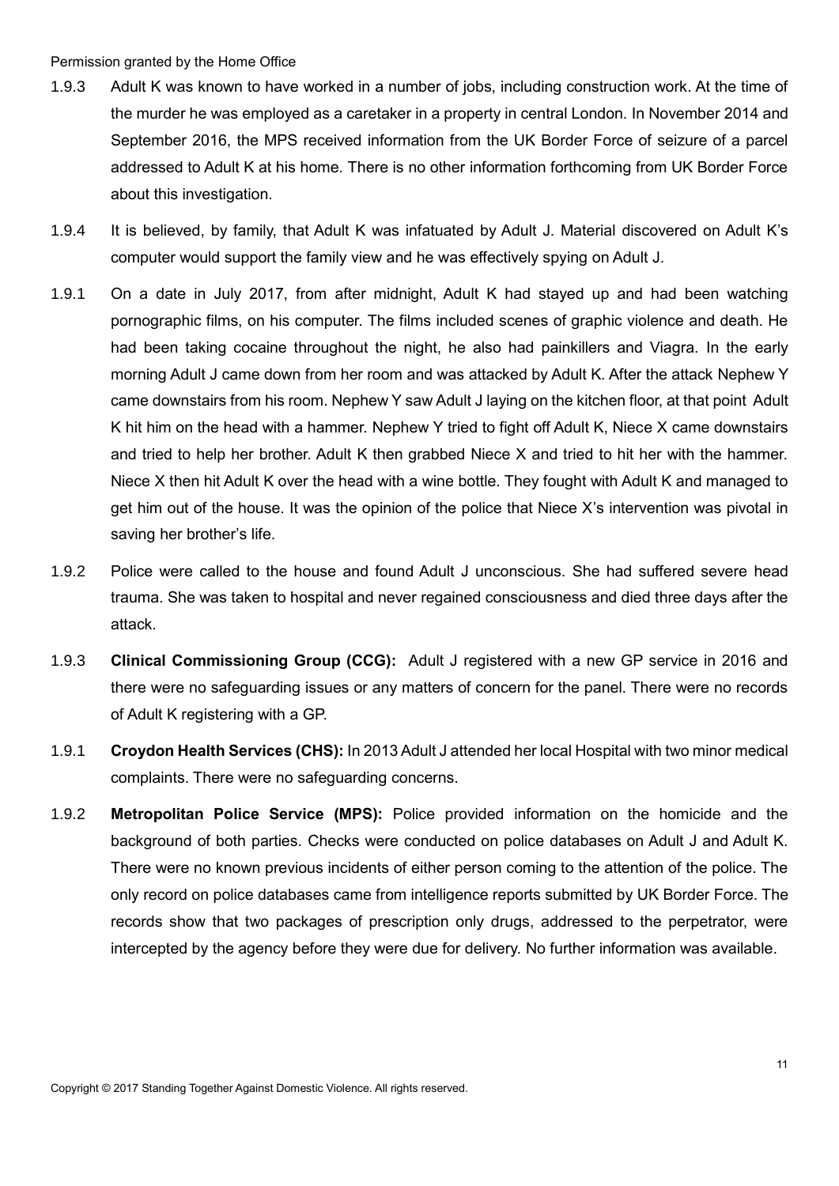1.9.3 Adult K was known to have worked in a number of jobs, including construction work. At the time of the murder he was employed as a caretaker in a property in central London. In November 2014 and September 2016, the MPS received information from the UK Border Force of seizure of a parcel addressed to Adult K at his home. There is no other information forthcoming from UK Border Force about this investigation.

1.9.4 It is believed, by family, that Adult K was infatuated by Adult J. Material discovered on Adult K's computer would support the family view and he was effectively spying on Adult J.

1.9.1 On a date in July 2017, from after midnight, Adult K had stayed up and had been watching pornographic films, on his computer. The films included scenes of graphic violence and death. He had been taking cocaine throughout the night, he also had painkillers and Viagra. In the early morning Adult J came down from her room and was attacked by Adult K. After the attack Nephew Y came downstairs from his room. Nephew Y saw Adult J laying on the kitchen floor, at that point Adult K hit him on the head with a hammer. Nephew Y tried to fight off Adult K, Niece X came downstairs and tried to help her brother. Adult K then grabbed Niece X and tried to hit her with the hammer. Niece X then hit Adult K over the head with a wine bottle. They fought with Adult K and managed to get him out of the house. It was the opinion of the police that Niece X's intervention was pivotal in saving her brother's life.

1.9.2 Police were called to the house and found Adult J unconscious. She had suffered severe head trauma. She was taken to hospital and never regained consciousness and died three days after the attack.

1.9.3 **Clinical Commissioning Group (CCG):** Adult J registered with a new GP service in 2016 and there were no safeguarding issues or any matters of concern for the panel. There were no records of Adult K registering with a GP.

1.9.1 **Croydon Health Services (CHS):** In 2013 Adult J attended her local Hospital with two minor medical complaints. There were no safeguarding concerns.

1.9.2 **Metropolitan Police Service (MPS):** Police provided information on the homicide and the background of both parties. Checks were conducted on police databases on Adult J and Adult K. There were no known previous incidents of either person coming to the attention of the police. The only record on police databases came from intelligence reports submitted by UK Border Force. The records show that two packages of prescription only drugs, addressed to the perpetrator, were intercepted by the agency before they were due for delivery. No further information was available.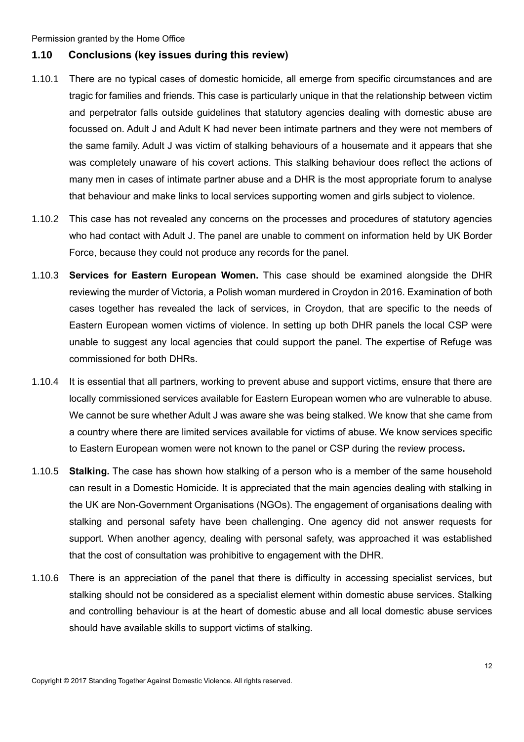## 1.10 Conclusions (key issues during this review)

1.10.1 There are no typical cases of domestic homicide, all emerge from specific circumstances and are tragic for families and friends. This case is particularly unique in that the relationship between victim and perpetrator falls outside guidelines that statutory agencies dealing with domestic abuse are focussed on. Adult J and Adult K had never been intimate partners and they were not members of the same family. Adult J was victim of stalking behaviours of a housemate and it appears that she was completely unaware of his covert actions. This stalking behaviour does reflect the actions of many men in cases of intimate partner abuse and a DHR is the most appropriate forum to analyse that behaviour and make links to local services supporting women and girls subject to violence.

1.10.2 This case has not revealed any concerns on the processes and procedures of statutory agencies who had contact with Adult J. The panel are unable to comment on information held by UK Border Force, because they could not produce any records for the panel.

1.10.3 **Services for Eastern European Women.** This case should be examined alongside the DHR reviewing the murder of Victoria, a Polish woman murdered in Croydon in 2016. Examination of both cases together has revealed the lack of services, in Croydon, that are specific to the needs of Eastern European women victims of violence. In setting up both DHR panels the local CSP were unable to suggest any local agencies that could support the panel. The expertise of Refuge was commissioned for both DHRs.

1.10.4 It is essential that all partners, working to prevent abuse and support victims, ensure that there are locally commissioned services available for Eastern European women who are vulnerable to abuse. We cannot be sure whether Adult J was aware she was being stalked. We know that she came from a country where there are limited services available for victims of abuse. We know services specific to Eastern European women were not known to the panel or CSP during the review process**.**

1.10.5 **Stalking.** The case has shown how stalking of a person who is a member of the same household can result in a Domestic Homicide. It is appreciated that the main agencies dealing with stalking in the UK are Non-Government Organisations (NGOs). The engagement of organisations dealing with stalking and personal safety have been challenging. One agency did not answer requests for support. When another agency, dealing with personal safety, was approached it was established that the cost of consultation was prohibitive to engagement with the DHR.

1.10.6 There is an appreciation of the panel that there is difficulty in accessing specialist services, but stalking should not be considered as a specialist element within domestic abuse services. Stalking and controlling behaviour is at the heart of domestic abuse and all local domestic abuse services should have available skills to support victims of stalking.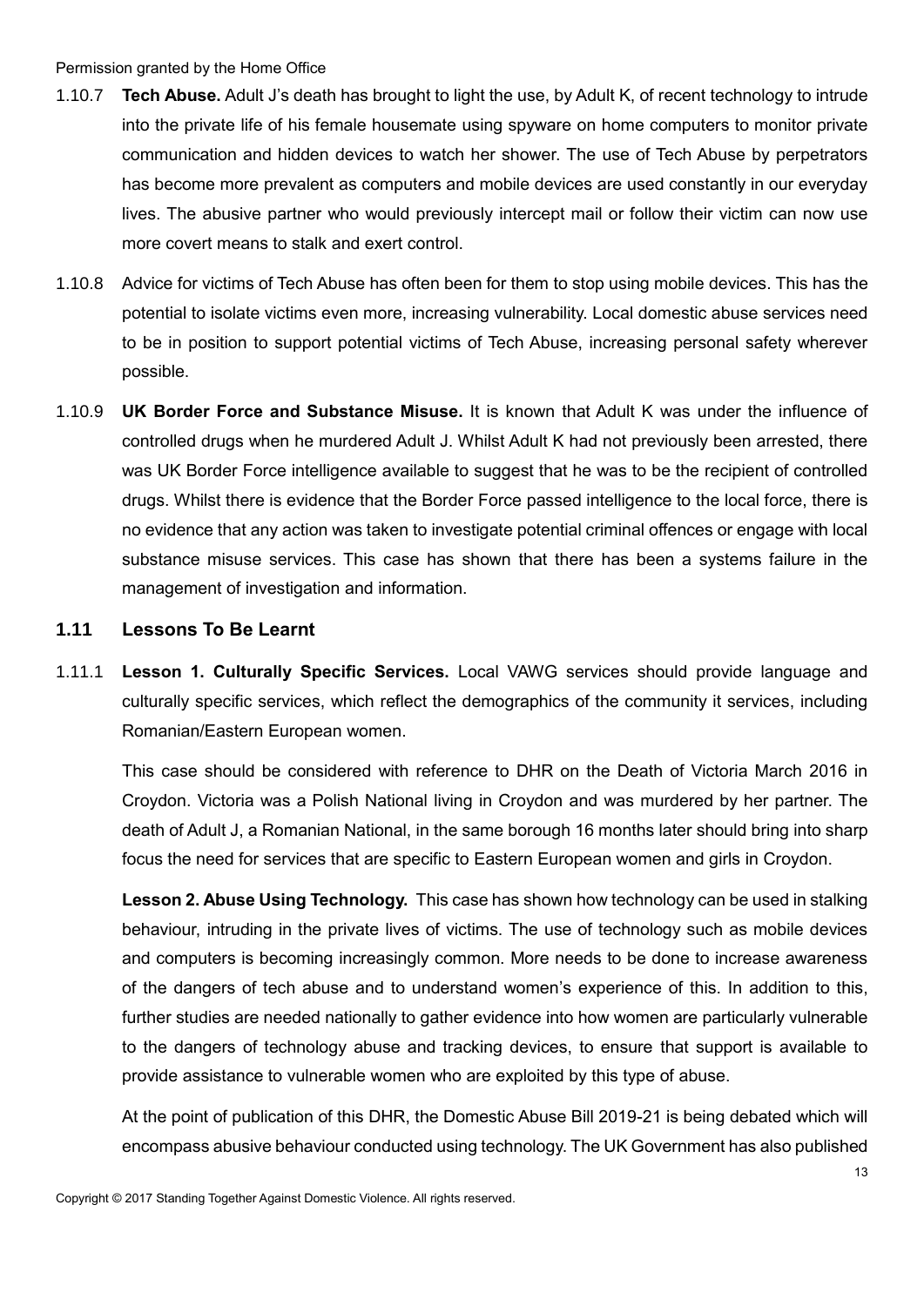1.10.7 **Tech Abuse.** Adult J's death has brought to light the use, by Adult K, of recent technology to intrude into the private life of his female housemate using spyware on home computers to monitor private communication and hidden devices to watch her shower. The use of Tech Abuse by perpetrators has become more prevalent as computers and mobile devices are used constantly in our everyday lives. The abusive partner who would previously intercept mail or follow their victim can now use more covert means to stalk and exert control.

1.10.8 Advice for victims of Tech Abuse has often been for them to stop using mobile devices. This has the potential to isolate victims even more, increasing vulnerability. Local domestic abuse services need to be in position to support potential victims of Tech Abuse, increasing personal safety wherever possible.

1.10.9 **UK Border Force and Substance Misuse.** It is known that Adult K was under the influence of controlled drugs when he murdered Adult J. Whilst Adult K had not previously been arrested, there was UK Border Force intelligence available to suggest that he was to be the recipient of controlled drugs. Whilst there is evidence that the Border Force passed intelligence to the local force, there is no evidence that any action was taken to investigate potential criminal offences or engage with local substance misuse services. This case has shown that there has been a systems failure in the management of investigation and information.

## 1.11 Lessons To Be Learnt

1.11.1 **Lesson 1. Culturally Specific Services.** Local VAWG services should provide language and culturally specific services, which reflect the demographics of the community it services, including Romanian/Eastern European women.

This case should be considered with reference to DHR on the Death of Victoria March 2016 in Croydon. Victoria was a Polish National living in Croydon and was murdered by her partner. The death of Adult J, a Romanian National, in the same borough 16 months later should bring into sharp focus the need for services that are specific to Eastern European women and girls in Croydon.

**Lesson 2. Abuse Using Technology.** This case has shown how technology can be used in stalking behaviour, intruding in the private lives of victims. The use of technology such as mobile devices and computers is becoming increasingly common. More needs to be done to increase awareness of the dangers of tech abuse and to understand women's experience of this. In addition to this, further studies are needed nationally to gather evidence into how women are particularly vulnerable to the dangers of technology abuse and tracking devices, to ensure that support is available to provide assistance to vulnerable women who are exploited by this type of abuse.

At the point of publication of this DHR, the Domestic Abuse Bill 2019-21 is being debated which will encompass abusive behaviour conducted using technology. The UK Government has also published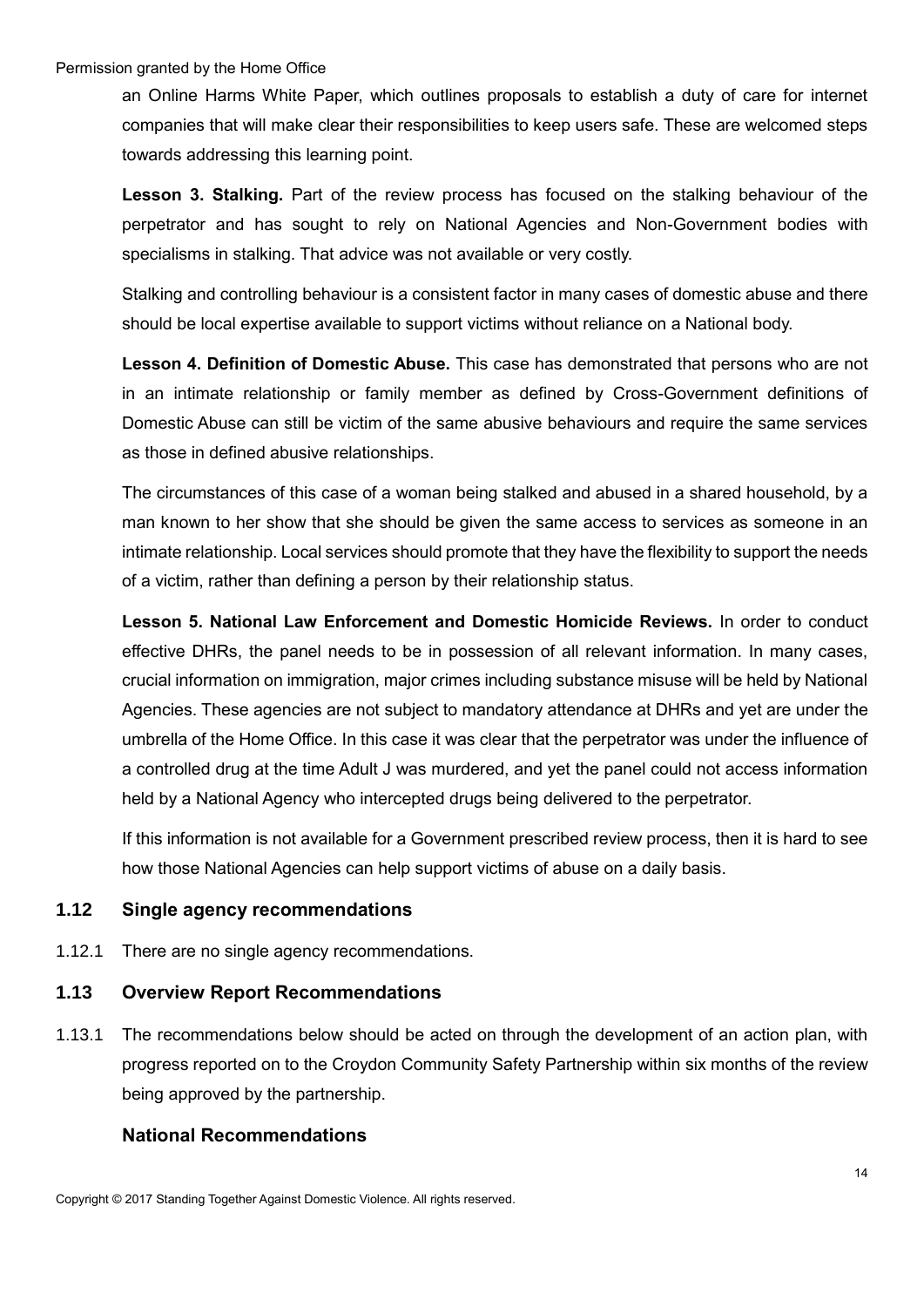an Online Harms White Paper, which outlines proposals to establish a duty of care for internet companies that will make clear their responsibilities to keep users safe. These are welcomed steps towards addressing this learning point.

**Lesson 3. Stalking.** Part of the review process has focused on the stalking behaviour of the perpetrator and has sought to rely on National Agencies and Non-Government bodies with specialisms in stalking. That advice was not available or very costly.

Stalking and controlling behaviour is a consistent factor in many cases of domestic abuse and there should be local expertise available to support victims without reliance on a National body.

**Lesson 4. Definition of Domestic Abuse.** This case has demonstrated that persons who are not in an intimate relationship or family member as defined by Cross-Government definitions of Domestic Abuse can still be victim of the same abusive behaviours and require the same services as those in defined abusive relationships.

The circumstances of this case of a woman being stalked and abused in a shared household, by a man known to her show that she should be given the same access to services as someone in an intimate relationship. Local services should promote that they have the flexibility to support the needs of a victim, rather than defining a person by their relationship status.

**Lesson 5. National Law Enforcement and Domestic Homicide Reviews.** In order to conduct effective DHRs, the panel needs to be in possession of all relevant information. In many cases, crucial information on immigration, major crimes including substance misuse will be held by National Agencies. These agencies are not subject to mandatory attendance at DHRs and yet are under the umbrella of the Home Office. In this case it was clear that the perpetrator was under the influence of a controlled drug at the time Adult J was murdered, and yet the panel could not access information held by a National Agency who intercepted drugs being delivered to the perpetrator.

If this information is not available for a Government prescribed review process, then it is hard to see how those National Agencies can help support victims of abuse on a daily basis.

## 1.12 Single agency recommendations

1.12.1 There are no single agency recommendations.

## 1.13 Overview Report Recommendations

1.13.1 The recommendations below should be acted on through the development of an action plan, with progress reported on to the Croydon Community Safety Partnership within six months of the review being approved by the partnership.

### National Recommendations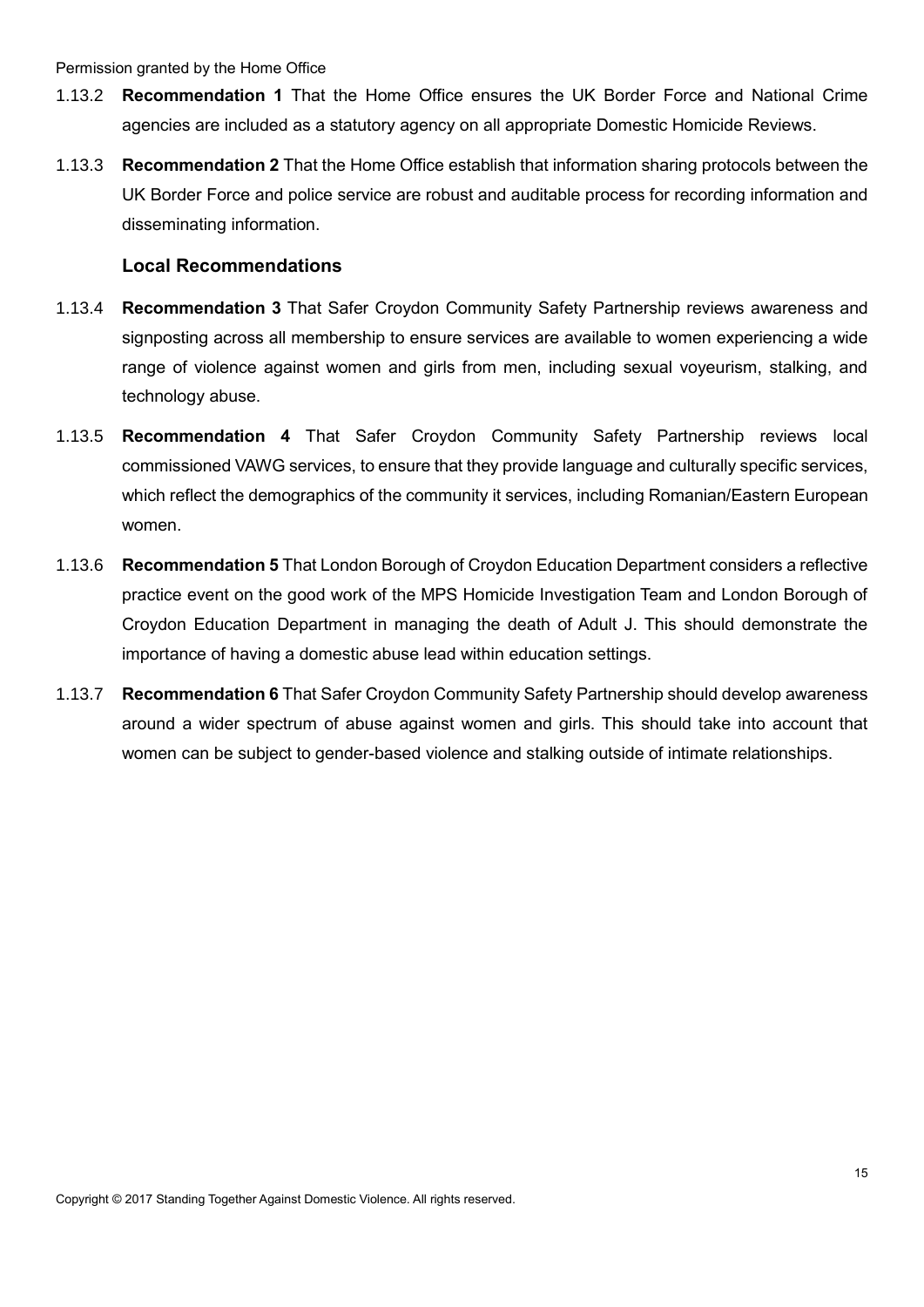1.13.2 **Recommendation 1** That the Home Office ensures the UK Border Force and National Crime agencies are included as a statutory agency on all appropriate Domestic Homicide Reviews.

1.13.3 **Recommendation 2** That the Home Office establish that information sharing protocols between the UK Border Force and police service are robust and auditable process for recording information and disseminating information.

### Local Recommendations

1.13.4 **Recommendation 3** That Safer Croydon Community Safety Partnership reviews awareness and signposting across all membership to ensure services are available to women experiencing a wide range of violence against women and girls from men, including sexual voyeurism, stalking, and technology abuse.

1.13.5 **Recommendation 4** That Safer Croydon Community Safety Partnership reviews local commissioned VAWG services, to ensure that they provide language and culturally specific services, which reflect the demographics of the community it services, including Romanian/Eastern European women.

1.13.6 **Recommendation 5** That London Borough of Croydon Education Department considers a reflective practice event on the good work of the MPS Homicide Investigation Team and London Borough of Croydon Education Department in managing the death of Adult J. This should demonstrate the importance of having a domestic abuse lead within education settings.

1.13.7 **Recommendation 6** That Safer Croydon Community Safety Partnership should develop awareness around a wider spectrum of abuse against women and girls. This should take into account that women can be subject to gender-based violence and stalking outside of intimate relationships.